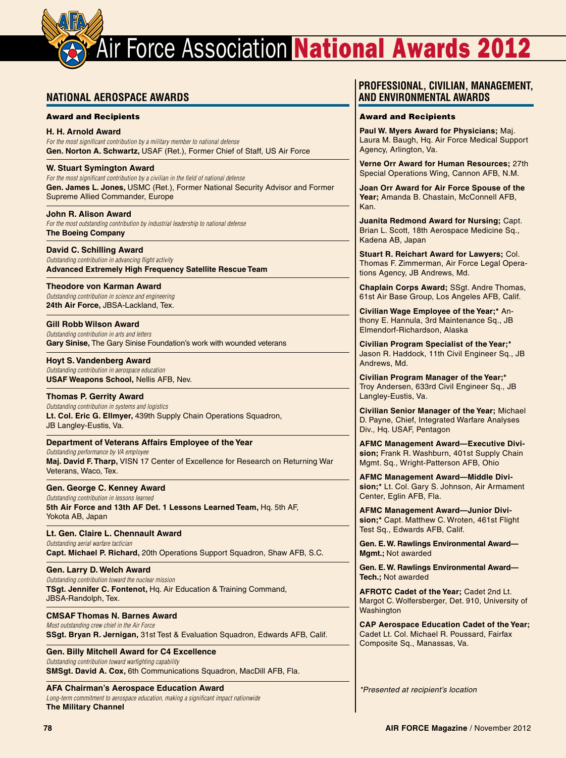# Air Force Association National Awards 2012

## NATIONAL AEROSPACE AWARDS

**Award and Recipients**

**H. H. Arnold Award**
*For the most significant contribution by a military member to national defense*
**Gen. Norton A. Schwartz,** USAF (Ret.), Former Chief of Staff, US Air Force

**W. Stuart Symington Award**
*For the most significant contribution by a civilian in the field of national defense*
**Gen. James L. Jones,** USMC (Ret.), Former National Security Advisor and Former Supreme Allied Commander, Europe

**John R. Alison Award**
*For the most outstanding contribution by industrial leadership to national defense*
**The Boeing Company**

**David C. Schilling Award**
*Outstanding contribution in advancing flight activity*
**Advanced Extremely High Frequency Satellite Rescue Team**

**Theodore von Karman Award**
*Outstanding contribution in science and engineering*
**24th Air Force,** JBSA-Lackland, Tex.

**Gill Robb Wilson Award**
*Outstanding contribution in arts and letters*
**Gary Sinise,** The Gary Sinise Foundation's work with wounded veterans

**Hoyt S. Vandenberg Award**
*Outstanding contribution in aerospace education*
**USAF Weapons School,** Nellis AFB, Nev.

**Thomas P. Gerrity Award**
*Outstanding contribution in systems and logistics*
**Lt. Col. Eric G. Ellmyer,** 439th Supply Chain Operations Squadron, JB Langley-Eustis, Va.

**Department of Veterans Affairs Employee of the Year**
*Outstanding performance by VA employee*
**Maj. David F. Tharp,** VISN 17 Center of Excellence for Research on Returning War Veterans, Waco, Tex.

**Gen. George C. Kenney Award**
*Outstanding contribution in lessons learned*
**5th Air Force and 13th AF Det. 1 Lessons Learned Team,** Hq. 5th AF, Yokota AB, Japan

**Lt. Gen. Claire L. Chennault Award**
*Outstanding aerial warfare tactician*
**Capt. Michael P. Richard,** 20th Operations Support Squadron, Shaw AFB, S.C.

**Gen. Larry D. Welch Award**
*Outstanding contribution toward the nuclear mission*
**TSgt. Jennifer C. Fontenot,** Hq. Air Education & Training Command, JBSA-Randolph, Tex.

**CMSAF Thomas N. Barnes Award**
*Most outstanding crew chief in the Air Force*
**SSgt. Bryan R. Jernigan,** 31st Test & Evaluation Squadron, Edwards AFB, Calif.

**Gen. Billy Mitchell Award for C4 Excellence**
*Outstanding contribution toward warfighting capability*
**SMSgt. David A. Cox,** 6th Communications Squadron, MacDill AFB, Fla.

**AFA Chairman's Aerospace Education Award**
*Long-term commitment to aerospace education, making a significant impact nationwide*
**The Military Channel**

## PROFESSIONAL, CIVILIAN, MANAGEMENT, AND ENVIRONMENTAL AWARDS

**Award and Recipients**

**Paul W. Myers Award for Physicians;** Maj. Laura M. Baugh, Hq. Air Force Medical Support Agency, Arlington, Va.

**Verne Orr Award for Human Resources;** 27th Special Operations Wing, Cannon AFB, N.M.

**Joan Orr Award for Air Force Spouse of the Year;** Amanda B. Chastain, McConnell AFB, Kan.

**Juanita Redmond Award for Nursing;** Capt. Brian L. Scott, 18th Aerospace Medicine Sq., Kadena AB, Japan

**Stuart R. Reichart Award for Lawyers;** Col. Thomas F. Zimmerman, Air Force Legal Operations Agency, JB Andrews, Md.

**Chaplain Corps Award;** SSgt. Andre Thomas, 61st Air Base Group, Los Angeles AFB, Calif.

**Civilian Wage Employee of the Year;*** Anthony E. Hannula, 3rd Maintenance Sq., JB Elmendorf-Richardson, Alaska

**Civilian Program Specialist of the Year;*** Jason R. Haddock, 11th Civil Engineer Sq., JB Andrews, Md.

**Civilian Program Manager of the Year;*** Troy Andersen, 633rd Civil Engineer Sq., JB Langley-Eustis, Va.

**Civilian Senior Manager of the Year;** Michael D. Payne, Chief, Integrated Warfare Analyses Div., Hq. USAF, Pentagon

**AFMC Management Award—Executive Division;** Frank R. Washburn, 401st Supply Chain Mgmt. Sq., Wright-Patterson AFB, Ohio

**AFMC Management Award—Middle Division;*** Lt. Col. Gary S. Johnson, Air Armament Center, Eglin AFB, Fla.

**AFMC Management Award—Junior Division;*** Capt. Matthew C. Wroten, 461st Flight Test Sq., Edwards AFB, Calif.

**Gen. E. W. Rawlings Environmental Award—Mgmt.;** Not awarded

**Gen. E. W. Rawlings Environmental Award—Tech.;** Not awarded

**AFROTC Cadet of the Year;** Cadet 2nd Lt. Margot C. Wolfersberger, Det. 910, University of Washington

**CAP Aerospace Education Cadet of the Year;** Cadet Lt. Col. Michael R. Poussard, Fairfax Composite Sq., Manassas, Va.

*Presented at recipient's location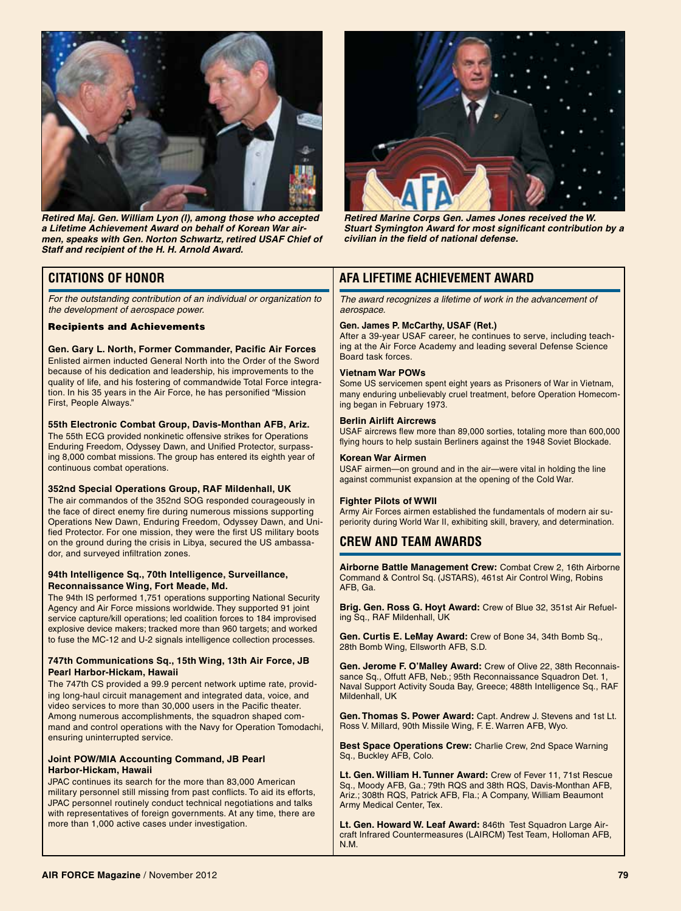*Retired Maj. Gen. William Lyon (l), among those who accepted a Lifetime Achievement Award on behalf of Korean War airmen, speaks with Gen. Norton Schwartz, retired USAF Chief of Staff and recipient of the H. H. Arnold Award.*

*Retired Marine Corps Gen. James Jones received the W. Stuart Symington Award for most significant contribution by a civilian in the field of national defense.*

## CITATIONS OF HONOR

*For the outstanding contribution of an individual or organization to the development of aerospace power.*

### Recipients and Achievements

**Gen. Gary L. North, Former Commander, Pacific Air Forces**
Enlisted airmen inducted General North into the Order of the Sword because of his dedication and leadership, his improvements to the quality of life, and his fostering of commandwide Total Force integration. In his 35 years in the Air Force, he has personified "Mission First, People Always."

**55th Electronic Combat Group, Davis-Monthan AFB, Ariz.**
The 55th ECG provided nonkinetic offensive strikes for Operations Enduring Freedom, Odyssey Dawn, and Unified Protector, surpassing 8,000 combat missions. The group has entered its eighth year of continuous combat operations.

**352nd Special Operations Group, RAF Mildenhall, UK**
The air commandos of the 352nd SOG responded courageously in the face of direct enemy fire during numerous missions supporting Operations New Dawn, Enduring Freedom, Odyssey Dawn, and Unified Protector. For one mission, they were the first US military boots on the ground during the crisis in Libya, secured the US ambassador, and surveyed infiltration zones.

**94th Intelligence Sq., 70th Intelligence, Surveillance, Reconnaissance Wing, Fort Meade, Md.**
The 94th IS performed 1,751 operations supporting National Security Agency and Air Force missions worldwide. They supported 91 joint service capture/kill operations; led coalition forces to 184 improvised explosive device makers; tracked more than 960 targets; and worked to fuse the MC-12 and U-2 signals intelligence collection processes.

**747th Communications Sq., 15th Wing, 13th Air Force, JB Pearl Harbor-Hickam, Hawaii**
The 747th CS provided a 99.9 percent network uptime rate, providing long-haul circuit management and integrated data, voice, and video services to more than 30,000 users in the Pacific theater. Among numerous accomplishments, the squadron shaped command and control operations with the Navy for Operation Tomodachi, ensuring uninterrupted service.

**Joint POW/MIA Accounting Command, JB Pearl Harbor-Hickam, Hawaii**
JPAC continues its search for the more than 83,000 American military personnel still missing from past conflicts. To aid its efforts, JPAC personnel routinely conduct technical negotiations and talks with representatives of foreign governments. At any time, there are more than 1,000 active cases under investigation.

## AFA LIFETIME ACHIEVEMENT AWARD

*The award recognizes a lifetime of work in the advancement of aerospace.*

**Gen. James P. McCarthy, USAF (Ret.)**
After a 39-year USAF career, he continues to serve, including teaching at the Air Force Academy and leading several Defense Science Board task forces.

**Vietnam War POWs**
Some US servicemen spent eight years as Prisoners of War in Vietnam, many enduring unbelievably cruel treatment, before Operation Homecoming began in February 1973.

**Berlin Airlift Aircrews**
USAF aircrews flew more than 89,000 sorties, totaling more than 600,000 flying hours to help sustain Berliners against the 1948 Soviet Blockade.

**Korean War Airmen**
USAF airmen—on ground and in the air—were vital in holding the line against communist expansion at the opening of the Cold War.

**Fighter Pilots of WWII**
Army Air Forces airmen established the fundamentals of modern air superiority during World War II, exhibiting skill, bravery, and determination.

## CREW AND TEAM AWARDS

**Airborne Battle Management Crew:** Combat Crew 2, 16th Airborne Command & Control Sq. (JSTARS), 461st Air Control Wing, Robins AFB, Ga.

**Brig. Gen. Ross G. Hoyt Award:** Crew of Blue 32, 351st Air Refueling Sq., RAF Mildenhall, UK

**Gen. Curtis E. LeMay Award:** Crew of Bone 34, 34th Bomb Sq., 28th Bomb Wing, Ellsworth AFB, S.D.

**Gen. Jerome F. O'Malley Award:** Crew of Olive 22, 38th Reconnaissance Sq., Offutt AFB, Neb.; 95th Reconnaissance Squadron Det. 1, Naval Support Activity Souda Bay, Greece; 488th Intelligence Sq., RAF Mildenhall, UK

**Gen. Thomas S. Power Award:** Capt. Andrew J. Stevens and 1st Lt. Ross V. Millard, 90th Missile Wing, F. E. Warren AFB, Wyo.

**Best Space Operations Crew:** Charlie Crew, 2nd Space Warning Sq., Buckley AFB, Colo.

**Lt. Gen. William H. Tunner Award:** Crew of Fever 11, 71st Rescue Sq., Moody AFB, Ga.; 79th RQS and 38th RQS, Davis-Monthan AFB, Ariz.; 308th RQS, Patrick AFB, Fla.; A Company, William Beaumont Army Medical Center, Tex.

**Lt. Gen. Howard W. Leaf Award:** 846th Test Squadron Large Aircraft Infrared Countermeasures (LAIRCM) Test Team, Holloman AFB, N.M.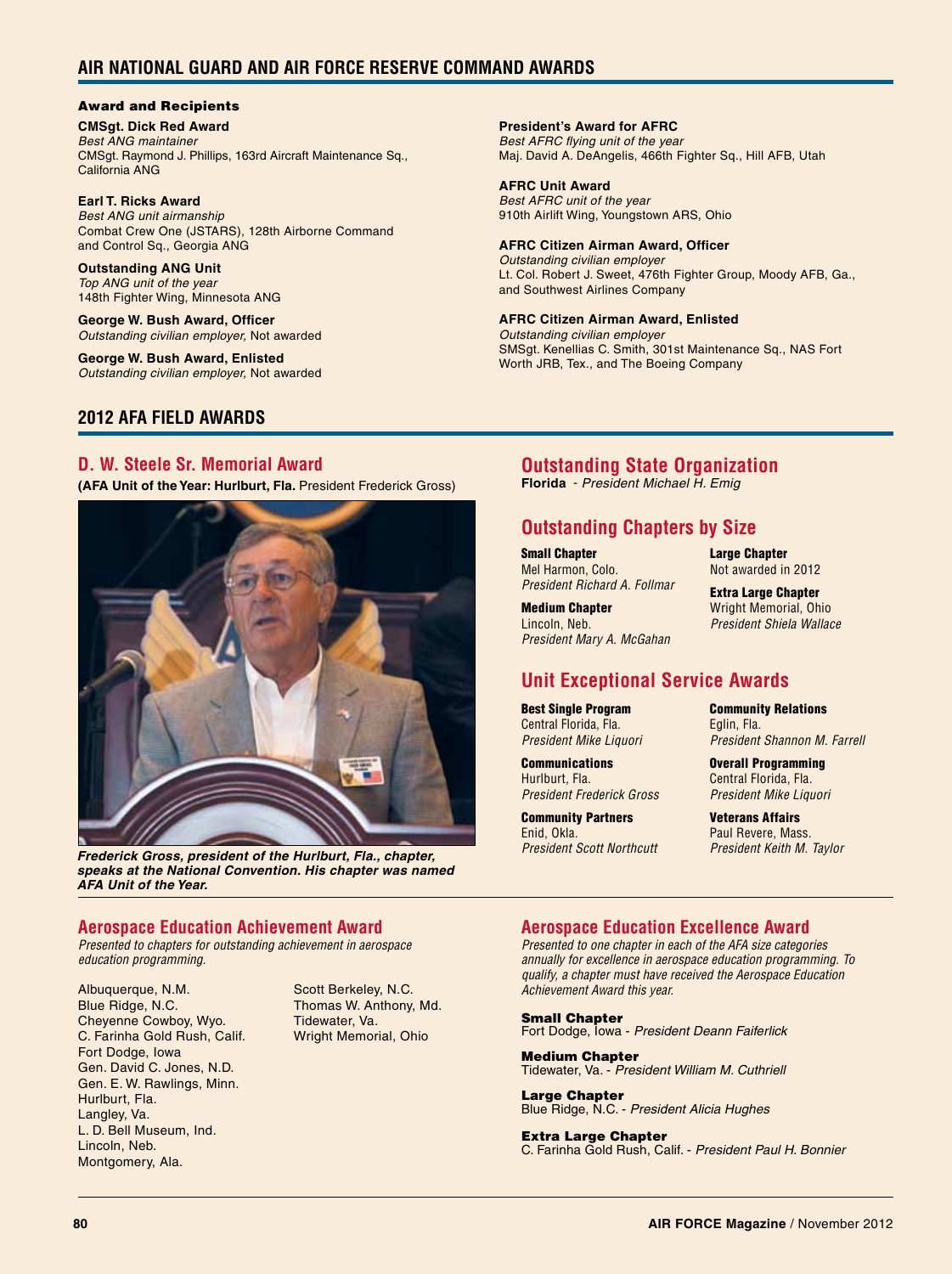## AIR NATIONAL GUARD AND AIR FORCE RESERVE COMMAND AWARDS

### Award and Recipients

**CMSgt. Dick Red Award**
*Best ANG maintainer*
CMSgt. Raymond J. Phillips, 163rd Aircraft Maintenance Sq., California ANG

**Earl T. Ricks Award**
*Best ANG unit airmanship*
Combat Crew One (JSTARS), 128th Airborne Command and Control Sq., Georgia ANG

**Outstanding ANG Unit**
*Top ANG unit of the year*
148th Fighter Wing, Minnesota ANG

**George W. Bush Award, Officer**
*Outstanding civilian employer,* Not awarded

**George W. Bush Award, Enlisted**
*Outstanding civilian employer,* Not awarded

**President's Award for AFRC**
*Best AFRC flying unit of the year*
Maj. David A. DeAngelis, 466th Fighter Sq., Hill AFB, Utah

**AFRC Unit Award**
*Best AFRC unit of the year*
910th Airlift Wing, Youngstown ARS, Ohio

**AFRC Citizen Airman Award, Officer**
*Outstanding civilian employer*
Lt. Col. Robert J. Sweet, 476th Fighter Group, Moody AFB, Ga., and Southwest Airlines Company

**AFRC Citizen Airman Award, Enlisted**
*Outstanding civilian employer*
SMSgt. Kenellias C. Smith, 301st Maintenance Sq., NAS Fort Worth JRB, Tex., and The Boeing Company

## 2012 AFA FIELD AWARDS

### D. W. Steele Sr. Memorial Award

**(AFA Unit of the Year: Hurlburt, Fla.** President Frederick Gross)

***Frederick Gross, president of the Hurlburt, Fla., chapter, speaks at the National Convention. His chapter was named AFA Unit of the Year.***

### Outstanding State Organization

**Florida** - *President Michael H. Emig*

### Outstanding Chapters by Size

**Small Chapter**
Mel Harmon, Colo.
*President Richard A. Follmar*

**Medium Chapter**
Lincoln, Neb.
*President Mary A. McGahan*

**Large Chapter**
Not awarded in 2012

**Extra Large Chapter**
Wright Memorial, Ohio
*President Shiela Wallace*

### Unit Exceptional Service Awards

**Best Single Program**
Central Florida, Fla.
*President Mike Liquori*

**Communications**
Hurlburt, Fla.
*President Frederick Gross*

**Community Partners**
Enid, Okla.
*President Scott Northcutt*

**Community Relations**
Eglin, Fla.
*President Shannon M. Farrell*

**Overall Programming**
Central Florida, Fla.
*President Mike Liquori*

**Veterans Affairs**
Paul Revere, Mass.
*President Keith M. Taylor*

### Aerospace Education Achievement Award

*Presented to chapters for outstanding achievement in aerospace education programming.*

Albuquerque, N.M.
Blue Ridge, N.C.
Cheyenne Cowboy, Wyo.
C. Farinha Gold Rush, Calif.
Fort Dodge, Iowa
Gen. David C. Jones, N.D.
Gen. E. W. Rawlings, Minn.
Hurlburt, Fla.
Langley, Va.
L. D. Bell Museum, Ind.
Lincoln, Neb.
Montgomery, Ala.
Scott Berkeley, N.C.
Thomas W. Anthony, Md.
Tidewater, Va.
Wright Memorial, Ohio

### Aerospace Education Excellence Award

*Presented to one chapter in each of the AFA size categories annually for excellence in aerospace education programming. To qualify, a chapter must have received the Aerospace Education Achievement Award this year.*

**Small Chapter**
Fort Dodge, Iowa - *President Deann Faiferlick*

**Medium Chapter**
Tidewater, Va. - *President William M. Cuthriell*

**Large Chapter**
Blue Ridge, N.C. - *President Alicia Hughes*

**Extra Large Chapter**
C. Farinha Gold Rush, Calif. - *President Paul H. Bonnier*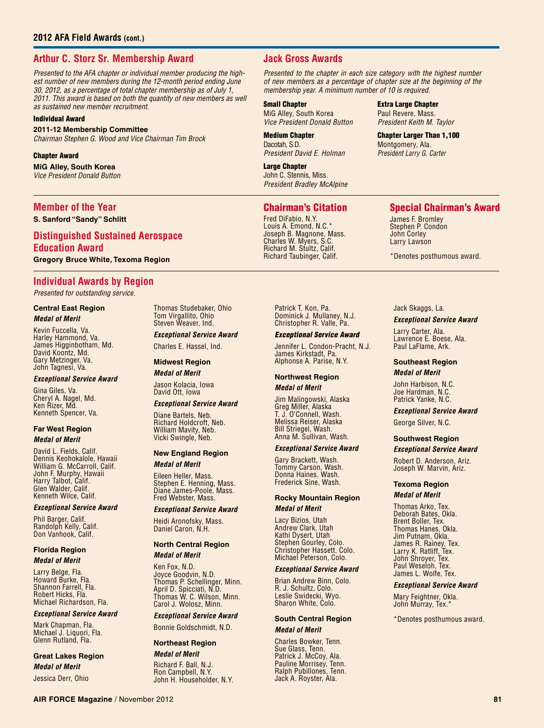## 2012 AFA Field Awards (cont.)

### Arthur C. Storz Sr. Membership Award

*Presented to the AFA chapter or individual member producing the highest number of new members during the 12-month period ending June 30, 2012, as a percentage of total chapter membership as of July 1, 2011. This award is based on both the quantity of new members as well as sustained new member recruitment.*

**Individual Award**

**2011-12 Membership Committee**
*Chairman Stephen G. Wood and Vice Chairman Tim Brock*

**Chapter Award**

**MiG Alley, South Korea**
*Vice President Donald Button*

### Jack Gross Awards

*Presented to the chapter in each size category with the highest number of new members as a percentage of chapter size at the beginning of the membership year. A minimum number of 10 is required.*

**Small Chapter**
MiG Alley, South Korea
*Vice President Donald Button*

**Medium Chapter**
Dacotah, S.D.
*President David E. Holman*

**Large Chapter**
John C. Stennis, Miss.
*President Bradley McAlpine*

**Extra Large Chapter**
Paul Revere, Mass.
*President Keith M. Taylor*

**Chapter Larger Than 1,100**
Montgomery, Ala.
*President Larry G. Carter*

### Member of the Year

**S. Sanford "Sandy" Schlitt**

### Distinguished Sustained Aerospace Education Award

**Gregory Bruce White, Texoma Region**

### Chairman's Citation

Fred DiFabio, N.Y.
Louis A. Emond, N.C.*
Joseph B. Magnone, Mass.
Charles W. Myers, S.C.
Richard M. Stultz, Calif.
Richard Taubinger, Calif.

### Special Chairman's Award

James F. Bromley
Stephen P. Condon
John Corley
Larry Lawson

*Denotes posthumous award.

### Individual Awards by Region

*Presented for outstanding service.*

**Central East Region**

***Medal of Merit***

Kevin Fuccella, Va.
Harley Hammond, Va.
James Higginbotham, Md.
David Koontz, Md.
Gary Metzinger, Va.
John Tagnesi, Va.

***Exceptional Service Award***

Gina Giles, Va.
Cheryl A. Nagel, Md.
Ken Rizer, Md.
Kenneth Spencer, Va.

**Far West Region**

***Medal of Merit***

David L. Fields, Calif.
Dennis Keohokalole, Hawaii
William G. McCarroll, Calif.
John F. Murphy, Hawaii
Harry Talbot, Calif.
Glen Walder, Calif.
Kenneth Wilce, Calif.

***Exceptional Service Award***

Phil Barger, Calif.
Randolph Kelly, Calif.
Don Vanhook, Calif.

**Florida Region**

***Medal of Merit***

Larry Belge, Fla.
Howard Burke, Fla.
Shannon Farrell, Fla.
Robert Hicks, Fla.
Michael Richardson, Fla.

***Exceptional Service Award***

Mark Chapman, Fla.
Michael J. Liquori, Fla.
Glenn Rutland, Fla.

**Great Lakes Region**

***Medal of Merit***

Jessica Derr, Ohio
Thomas Studebaker, Ohio
Tom Virgallito, Ohio
Steven Weaver, Ind.

***Exceptional Service Award***

Charles E. Hassel, Ind.

**Midwest Region**

***Medal of Merit***

Jason Kolacia, Iowa
David Ott, Iowa

***Exceptional Service Award***

Diane Bartels, Neb.
Richard Holdcroft, Neb.
William Mavity, Neb.
Vicki Swingle, Neb.

**New England Region**

***Medal of Merit***

Eileen Heller, Mass.
Stephen E. Henning, Mass.
Diane James-Poole, Mass.
Fred Webster, Mass.

***Exceptional Service Award***

Heidi Aronofsky, Mass.
Daniel Caron, N.H.

**North Central Region**

***Medal of Merit***

Ken Fox, N.D.
Joyce Goodvin, N.D.
Thomas P. Schellinger, Minn.
April D. Spicciati, N.D.
Thomas W. C. Wilson, Minn.
Carol J. Wolosz, Minn.

***Exceptional Service Award***

Bonnie Goldschmidt, N.D.

**Northeast Region**

***Medal of Merit***

Richard F. Ball, N.J.
Ron Campbell, N.Y.
John H. Householder, N.Y.
Patrick T. Kon, Pa.
Dominick J. Mullaney, N.J.
Christopher R. Valle, Pa.

***Exceptional Service Award***

Jennifer L. Condon-Pracht, N.J.
James Kirkstadt, Pa.
Alphonse A. Parise, N.Y.

**Northwest Region**

***Medal of Merit***

Jim Malingowski, Alaska
Greg Miller, Alaska
T. J. O'Connell, Wash.
Melissa Reiser, Alaska
Bill Striegel, Wash.
Anna M. Sullivan, Wash.

***Exceptional Service Award***

Gary Brackett, Wash.
Tommy Carson, Wash.
Donna Haines, Wash.
Frederick Sine, Wash.

**Rocky Mountain Region**

***Medal of Merit***

Lacy Bizios, Utah
Andrew Clark, Utah
Kathi Dysert, Utah
Stephen Gourley, Colo.
Christopher Hassett, Colo.
Michael Peterson, Colo.

***Exceptional Service Award***

Brian Andrew Binn, Colo.
R. J. Schultz, Colo.
Leslie Swidecki, Wyo.
Sharon White, Colo.

**South Central Region**

***Medal of Merit***

Charles Bowker, Tenn.
Sue Glass, Tenn.
Patrick J. McCoy, Ala.
Pauline Morrisey, Tenn.
Ralph Pubillones, Tenn.
Jack A. Royster, Ala.
Jack Skaggs, La.

***Exceptional Service Award***

Larry Carter, Ala.
Lawrence E. Boese, Ala.
Paul LaFlame, Ark.

**Southeast Region**

***Medal of Merit***

John Harbison, N.C.
Joe Hardman, N.C.
Patrick Yanke, N.C.

***Exceptional Service Award***

George Silver, N.C.

**Southwest Region**

***Exceptional Service Award***

Robert D. Anderson, Ariz.
Joseph W. Marvin, Ariz.

**Texoma Region**

***Medal of Merit***

Thomas Arko, Tex.
Deborah Bates, Okla.
Brent Boller, Tex.
Thomas Hanes, Okla.
Jim Putnam, Okla.
James R. Rainey, Tex.
Larry K. Ratliff, Tex.
John Shroyer, Tex.
Paul Weseloh, Tex.
James L. Wolfe, Tex.

***Exceptional Service Award***

Mary Feightner, Okla.
John Murray, Tex.*

*Denotes posthumous award.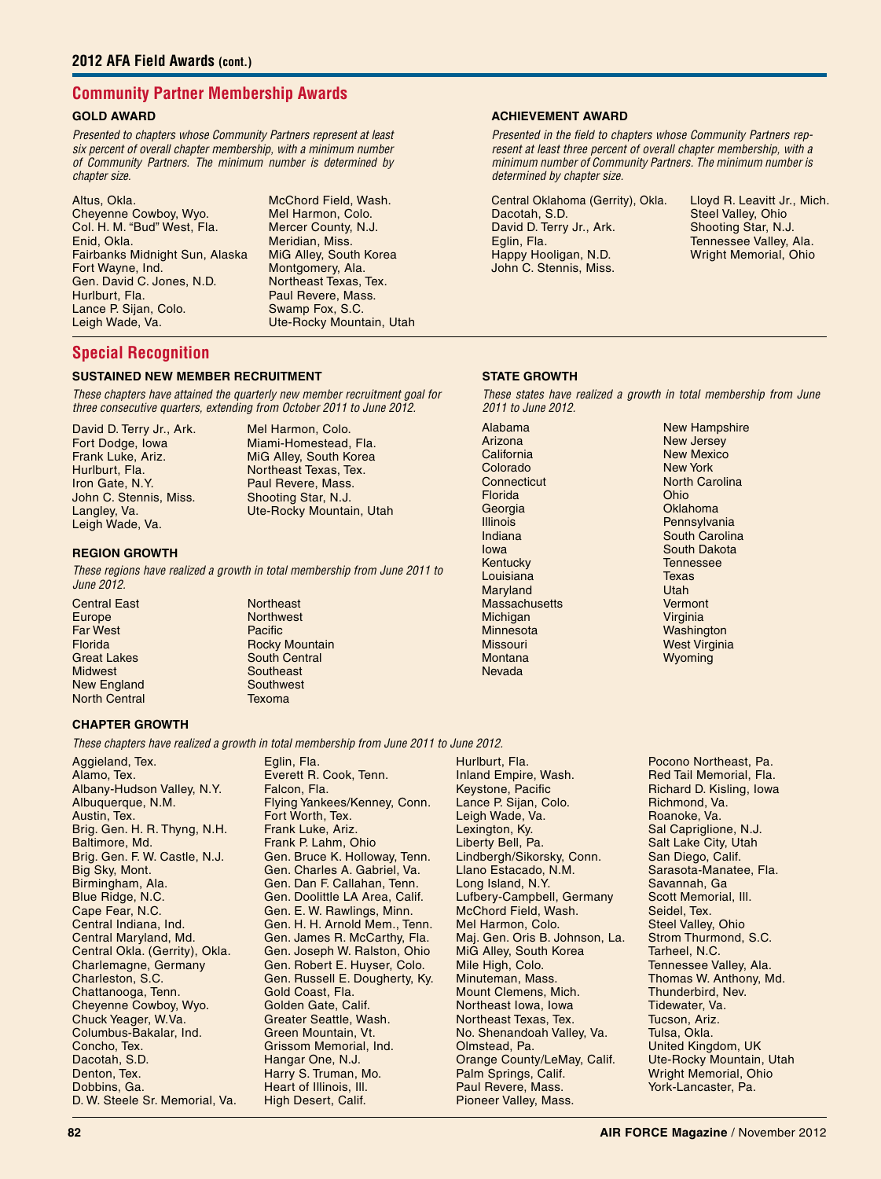## 2012 AFA Field Awards (cont.)

## Community Partner Membership Awards

### GOLD AWARD

*Presented to chapters whose Community Partners represent at least six percent of overall chapter membership, with a minimum number of Community Partners. The minimum number is determined by chapter size.*

Altus, Okla.
Cheyenne Cowboy, Wyo.
Col. H. M. "Bud" West, Fla.
Enid, Okla.
Fairbanks Midnight Sun, Alaska
Fort Wayne, Ind.
Gen. David C. Jones, N.D.
Hurlburt, Fla.
Lance P. Sijan, Colo.
Leigh Wade, Va.
McChord Field, Wash.
Mel Harmon, Colo.
Mercer County, N.J.
Meridian, Miss.
MiG Alley, South Korea
Montgomery, Ala.
Northeast Texas, Tex.
Paul Revere, Mass.
Swamp Fox, S.C.
Ute-Rocky Mountain, Utah

### ACHIEVEMENT AWARD

*Presented in the field to chapters whose Community Partners represent at least three percent of overall chapter membership, with a minimum number of Community Partners. The minimum number is determined by chapter size.*

Central Oklahoma (Gerrity), Okla.
Dacotah, S.D.
David D. Terry Jr., Ark.
Eglin, Fla.
Happy Hooligan, N.D.
John C. Stennis, Miss.
Lloyd R. Leavitt Jr., Mich.
Steel Valley, Ohio
Shooting Star, N.J.
Tennessee Valley, Ala.
Wright Memorial, Ohio

## Special Recognition

### SUSTAINED NEW MEMBER RECRUITMENT

*These chapters have attained the quarterly new member recruitment goal for three consecutive quarters, extending from October 2011 to June 2012.*

David D. Terry Jr., Ark.
Fort Dodge, Iowa
Frank Luke, Ariz.
Hurlbut, Fla.
Iron Gate, N.Y.
John C. Stennis, Miss.
Langley, Va.
Leigh Wade, Va.
Mel Harmon, Colo.
Miami-Homestead, Fla.
MiG Alley, South Korea
Northeast Texas, Tex.
Paul Revere, Mass.
Shooting Star, N.J.
Ute-Rocky Mountain, Utah

### REGION GROWTH

*These regions have realized a growth in total membership from June 2011 to June 2012.*

Central East
Europe
Far West
Florida
Great Lakes
Midwest
New England
North Central
Northeast
Northwest
Pacific
Rocky Mountain
South Central
Southeast
Southwest
Texoma

### STATE GROWTH

*These states have realized a growth in total membership from June 2011 to June 2012.*

Alabama
Arizona
California
Colorado
Connecticut
Florida
Georgia
Illinois
Indiana
Iowa
Kentucky
Louisiana
Maryland
Massachusetts
Michigan
Minnesota
Missouri
Montana
Nevada
New Hampshire
New Jersey
New Mexico
New York
North Carolina
Ohio
Oklahoma
Pennsylvania
South Carolina
South Dakota
Tennessee
Texas
Utah
Vermont
Virginia
Washington
West Virginia
Wyoming

### CHAPTER GROWTH

*These chapters have realized a growth in total membership from June 2011 to June 2012.*

Aggieland, Tex.
Alamo, Tex.
Albany-Hudson Valley, N.Y.
Albuquerque, N.M.
Austin, Tex.
Brig. Gen. H. R. Thyng, N.H.
Baltimore, Md.
Brig. Gen. F. W. Castle, N.J.
Big Sky, Mont.
Birmingham, Ala.
Blue Ridge, N.C.
Cape Fear, N.C.
Central Indiana, Ind.
Central Maryland, Md.
Central Okla. (Gerrity), Okla.
Charlemagne, Germany
Charleston, S.C.
Chattanooga, Tenn.
Cheyenne Cowboy, Wyo.
Chuck Yeager, W.Va.
Columbus-Bakalar, Ind.
Concho, Tex.
Dacotah, S.D.
Denton, Tex.
Dobbins, Ga.
D. W. Steele Sr. Memorial, Va.
Eglin, Fla.
Everett R. Cook, Tenn.
Falcon, Fla.
Flying Yankees/Kenney, Conn.
Fort Worth, Tex.
Frank Luke, Ariz.
Frank P. Lahm, Ohio
Gen. Bruce K. Holloway, Tenn.
Gen. Charles A. Gabriel, Va.
Gen. Dan F. Callahan, Tenn.
Gen. Doolittle LA Area, Calif.
Gen. E. W. Rawlings, Minn.
Gen. H. H. Arnold Mem., Tenn.
Gen. James R. McCarthy, Fla.
Gen. Joseph W. Ralston, Ohio
Gen. Robert E. Huyser, Colo.
Gen. Russell E. Dougherty, Ky.
Gold Coast, Fla.
Golden Gate, Calif.
Greater Seattle, Wash.
Green Mountain, Vt.
Grissom Memorial, Ind.
Hangar One, N.J.
Harry S. Truman, Mo.
Heart of Illinois, Ill.
High Desert, Calif.
Hurlburt, Fla.
Inland Empire, Wash.
Keystone, Pacific
Lance P. Sijan, Colo.
Leigh Wade, Va.
Lexington, Ky.
Liberty Bell, Pa.
Lindbergh/Sikorsky, Conn.
Llano Estacado, N.M.
Long Island, N.Y.
Lufbery-Campbell, Germany
McChord Field, Wash.
Mel Harmon, Colo.
Maj. Gen. Oris B. Johnson, La.
MiG Alley, South Korea
Mile High, Colo.
Minuteman, Mass.
Mount Clemens, Mich.
Northeast Iowa, Iowa
Northeast Texas, Tex.
No. Shenandoah Valley, Va.
Olmstead, Pa.
Orange County/LeMay, Calif.
Palm Springs, Calif.
Paul Revere, Mass.
Pioneer Valley, Mass.
Pocono Northeast, Pa.
Red Tail Memorial, Fla.
Richard D. Kisling, Iowa
Richmond, Va.
Roanoke, Va.
Sal Capriglione, N.J.
Salt Lake City, Utah
San Diego, Calif.
Sarasota-Manatee, Fla.
Savannah, Ga
Scott Memorial, Ill.
Seidel, Tex.
Steel Valley, Ohio
Strom Thurmond, S.C.
Tarheel, N.C.
Tennessee Valley, Ala.
Thomas W. Anthony, Md.
Thunderbird, Nev.
Tidewater, Va.
Tucson, Ariz.
Tulsa, Okla.
United Kingdom, UK
Ute-Rocky Mountain, Utah
Wright Memorial, Ohio
York-Lancaster, Pa.